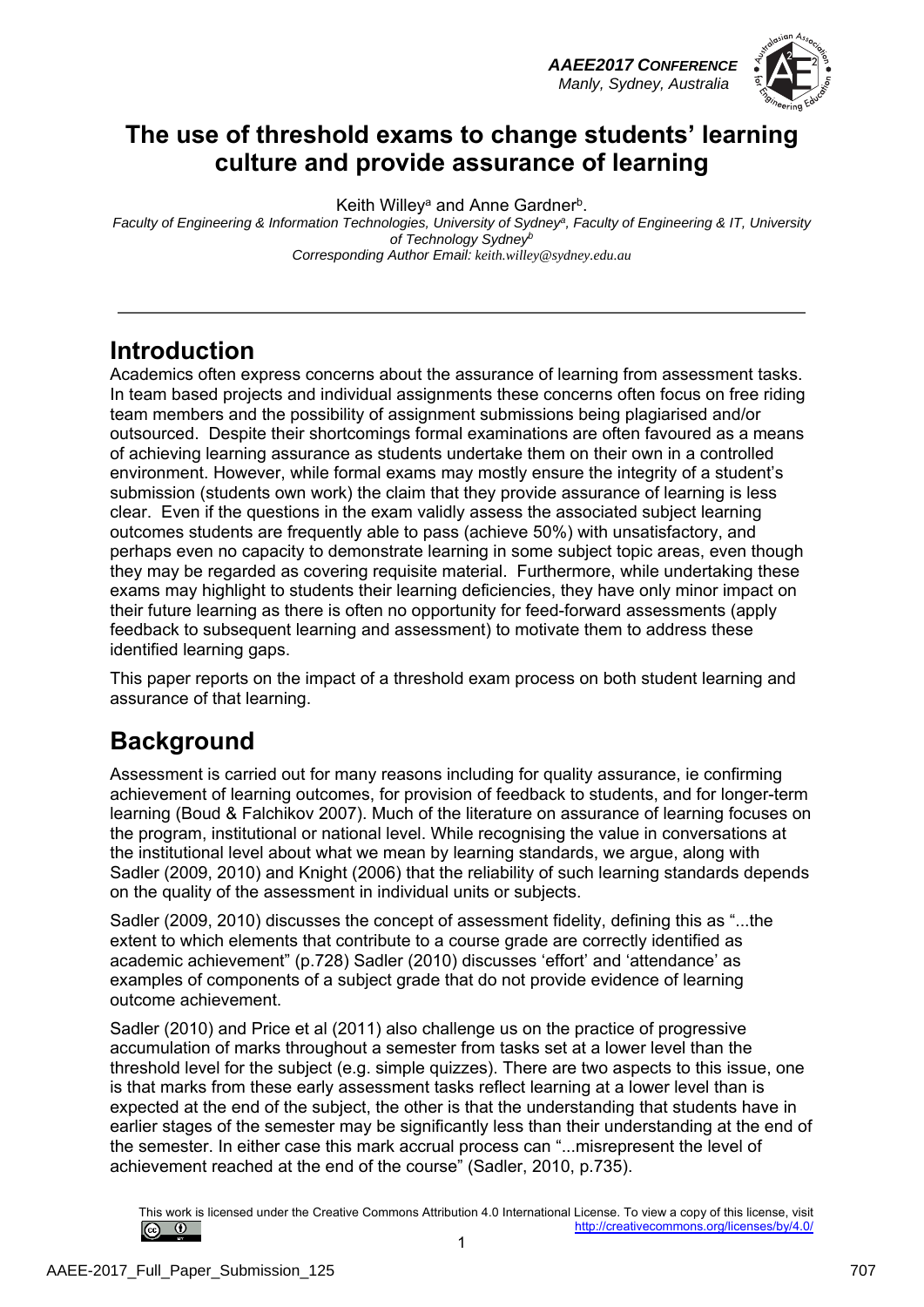# The use of threshold exams to change students' learning culture and provide assurance of learning

Keith Willey[a] and Anne Gardner[b].

*Faculty of Engineering & Information Technologies, University of Sydney[a], Faculty of Engineering & IT, University of Technology Sydney[b]*

*Corresponding Author Email: keith.willey@sydney.edu.au*

## Introduction

Academics often express concerns about the assurance of learning from assessment tasks. In team based projects and individual assignments these concerns often focus on free riding team members and the possibility of assignment submissions being plagiarised and/or outsourced. Despite their shortcomings formal examinations are often favoured as a means of achieving learning assurance as students undertake them on their own in a controlled environment. However, while formal exams may mostly ensure the integrity of a student's submission (students own work) the claim that they provide assurance of learning is less clear. Even if the questions in the exam validly assess the associated subject learning outcomes students are frequently able to pass (achieve 50%) with unsatisfactory, and perhaps even no capacity to demonstrate learning in some subject topic areas, even though they may be regarded as covering requisite material. Furthermore, while undertaking these exams may highlight to students their learning deficiencies, they have only minor impact on their future learning as there is often no opportunity for feed-forward assessments (apply feedback to subsequent learning and assessment) to motivate them to address these identified learning gaps.

This paper reports on the impact of a threshold exam process on both student learning and assurance of that learning.

## Background

Assessment is carried out for many reasons including for quality assurance, ie confirming achievement of learning outcomes, for provision of feedback to students, and for longer-term learning (Boud & Falchikov 2007). Much of the literature on assurance of learning focuses on the program, institutional or national level. While recognising the value in conversations at the institutional level about what we mean by learning standards, we argue, along with Sadler (2009, 2010) and Knight (2006) that the reliability of such learning standards depends on the quality of the assessment in individual units or subjects.

Sadler (2009, 2010) discusses the concept of assessment fidelity, defining this as "...the extent to which elements that contribute to a course grade are correctly identified as academic achievement" (p.728) Sadler (2010) discusses 'effort' and 'attendance' as examples of components of a subject grade that do not provide evidence of learning outcome achievement.

Sadler (2010) and Price et al (2011) also challenge us on the practice of progressive accumulation of marks throughout a semester from tasks set at a lower level than the threshold level for the subject (e.g. simple quizzes). There are two aspects to this issue, one is that marks from these early assessment tasks reflect learning at a lower level than is expected at the end of the subject, the other is that the understanding that students have in earlier stages of the semester may be significantly less than their understanding at the end of the semester. In either case this mark accrual process can "...misrepresent the level of achievement reached at the end of the course" (Sadler, 2010, p.735).

This work is licensed under the Creative Commons Attribution 4.0 International License. To view a copy of this license, visit http://creativecommons.org/licenses/by/4.0/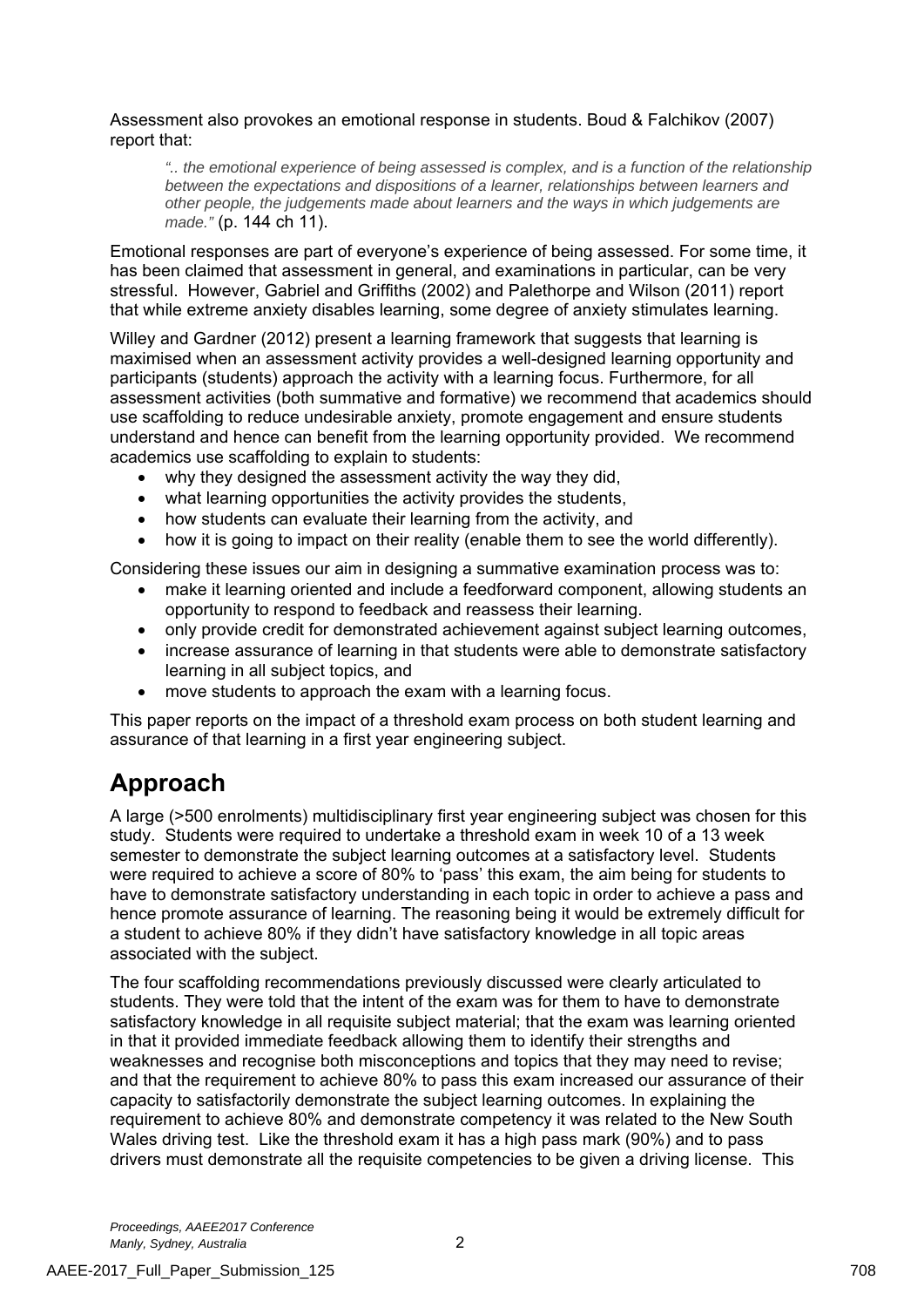Assessment also provokes an emotional response in students. Boud & Falchikov (2007) report that:

> *".. the emotional experience of being assessed is complex, and is a function of the relationship between the expectations and dispositions of a learner, relationships between learners and other people, the judgements made about learners and the ways in which judgements are made."* (p. 144 ch 11).

Emotional responses are part of everyone's experience of being assessed. For some time, it has been claimed that assessment in general, and examinations in particular, can be very stressful. However, Gabriel and Griffiths (2002) and Palethorpe and Wilson (2011) report that while extreme anxiety disables learning, some degree of anxiety stimulates learning.

Willey and Gardner (2012) present a learning framework that suggests that learning is maximised when an assessment activity provides a well-designed learning opportunity and participants (students) approach the activity with a learning focus. Furthermore, for all assessment activities (both summative and formative) we recommend that academics should use scaffolding to reduce undesirable anxiety, promote engagement and ensure students understand and hence can benefit from the learning opportunity provided. We recommend academics use scaffolding to explain to students:

- why they designed the assessment activity the way they did,
- what learning opportunities the activity provides the students,
- how students can evaluate their learning from the activity, and
- how it is going to impact on their reality (enable them to see the world differently).

Considering these issues our aim in designing a summative examination process was to:

- make it learning oriented and include a feedforward component, allowing students an opportunity to respond to feedback and reassess their learning.
- only provide credit for demonstrated achievement against subject learning outcomes,
- increase assurance of learning in that students were able to demonstrate satisfactory learning in all subject topics, and
- move students to approach the exam with a learning focus.

This paper reports on the impact of a threshold exam process on both student learning and assurance of that learning in a first year engineering subject.

# Approach

A large (>500 enrolments) multidisciplinary first year engineering subject was chosen for this study. Students were required to undertake a threshold exam in week 10 of a 13 week semester to demonstrate the subject learning outcomes at a satisfactory level. Students were required to achieve a score of 80% to 'pass' this exam, the aim being for students to have to demonstrate satisfactory understanding in each topic in order to achieve a pass and hence promote assurance of learning. The reasoning being it would be extremely difficult for a student to achieve 80% if they didn't have satisfactory knowledge in all topic areas associated with the subject.

The four scaffolding recommendations previously discussed were clearly articulated to students. They were told that the intent of the exam was for them to have to demonstrate satisfactory knowledge in all requisite subject material; that the exam was learning oriented in that it provided immediate feedback allowing them to identify their strengths and weaknesses and recognise both misconceptions and topics that they may need to revise; and that the requirement to achieve 80% to pass this exam increased our assurance of their capacity to satisfactorily demonstrate the subject learning outcomes. In explaining the requirement to achieve 80% and demonstrate competency it was related to the New South Wales driving test. Like the threshold exam it has a high pass mark (90%) and to pass drivers must demonstrate all the requisite competencies to be given a driving license. This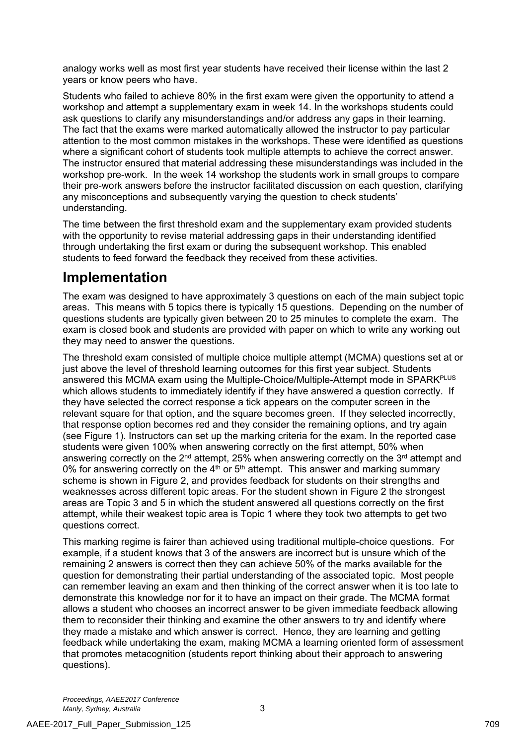analogy works well as most first year students have received their license within the last 2 years or know peers who have.

Students who failed to achieve 80% in the first exam were given the opportunity to attend a workshop and attempt a supplementary exam in week 14. In the workshops students could ask questions to clarify any misunderstandings and/or address any gaps in their learning. The fact that the exams were marked automatically allowed the instructor to pay particular attention to the most common mistakes in the workshops. These were identified as questions where a significant cohort of students took multiple attempts to achieve the correct answer. The instructor ensured that material addressing these misunderstandings was included in the workshop pre-work. In the week 14 workshop the students work in small groups to compare their pre-work answers before the instructor facilitated discussion on each question, clarifying any misconceptions and subsequently varying the question to check students' understanding.

The time between the first threshold exam and the supplementary exam provided students with the opportunity to revise material addressing gaps in their understanding identified through undertaking the first exam or during the subsequent workshop. This enabled students to feed forward the feedback they received from these activities.

# Implementation

The exam was designed to have approximately 3 questions on each of the main subject topic areas. This means with 5 topics there is typically 15 questions. Depending on the number of questions students are typically given between 20 to 25 minutes to complete the exam. The exam is closed book and students are provided with paper on which to write any working out they may need to answer the questions.

The threshold exam consisted of multiple choice multiple attempt (MCMA) questions set at or just above the level of threshold learning outcomes for this first year subject. Students answered this MCMA exam using the Multiple-Choice/Multiple-Attempt mode in SPARK$^{PLUS}$ which allows students to immediately identify if they have answered a question correctly. If they have selected the correct response a tick appears on the computer screen in the relevant square for that option, and the square becomes green. If they selected incorrectly, that response option becomes red and they consider the remaining options, and try again (see Figure 1). Instructors can set up the marking criteria for the exam. In the reported case students were given 100% when answering correctly on the first attempt, 50% when answering correctly on the 2$^{nd}$ attempt, 25% when answering correctly on the 3$^{rd}$ attempt and 0% for answering correctly on the 4$^{th}$ or 5$^{th}$ attempt. This answer and marking summary scheme is shown in Figure 2, and provides feedback for students on their strengths and weaknesses across different topic areas. For the student shown in Figure 2 the strongest areas are Topic 3 and 5 in which the student answered all questions correctly on the first attempt, while their weakest topic area is Topic 1 where they took two attempts to get two questions correct.

This marking regime is fairer than achieved using traditional multiple-choice questions. For example, if a student knows that 3 of the answers are incorrect but is unsure which of the remaining 2 answers is correct then they can achieve 50% of the marks available for the question for demonstrating their partial understanding of the associated topic. Most people can remember leaving an exam and then thinking of the correct answer when it is too late to demonstrate this knowledge nor for it to have an impact on their grade. The MCMA format allows a student who chooses an incorrect answer to be given immediate feedback allowing them to reconsider their thinking and examine the other answers to try and identify where they made a mistake and which answer is correct. Hence, they are learning and getting feedback while undertaking the exam, making MCMA a learning oriented form of assessment that promotes metacognition (students report thinking about their approach to answering questions).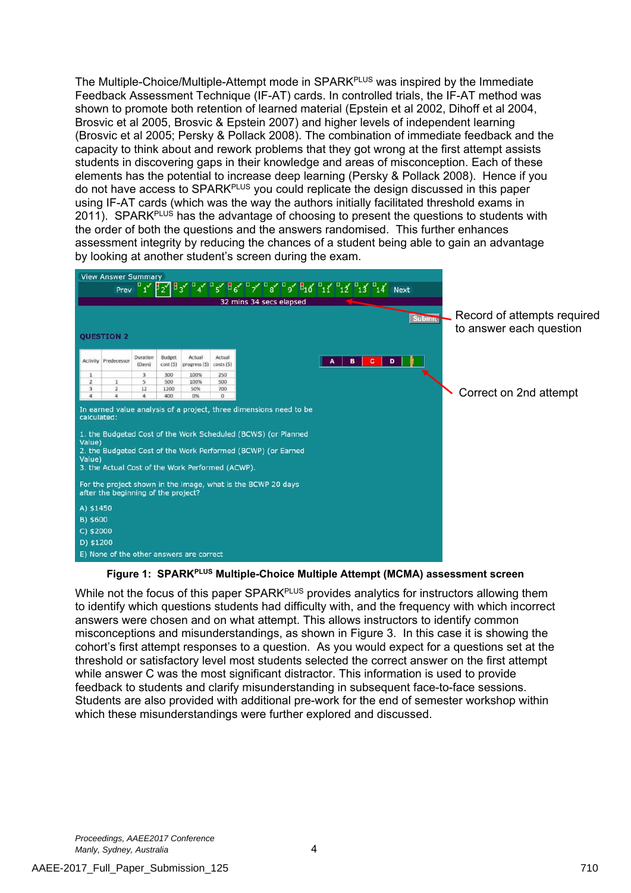The Multiple-Choice/Multiple-Attempt mode in SPARK[PLUS] was inspired by the Immediate Feedback Assessment Technique (IF-AT) cards. In controlled trials, the IF-AT method was shown to promote both retention of learned material (Epstein et al 2002, Dihoff et al 2004, Brosvic et al 2005, Brosvic & Epstein 2007) and higher levels of independent learning (Brosvic et al 2005; Persky & Pollack 2008). The combination of immediate feedback and the capacity to think about and rework problems that they got wrong at the first attempt assists students in discovering gaps in their knowledge and areas of misconception. Each of these elements has the potential to increase deep learning (Persky & Pollack 2008). Hence if you do not have access to SPARK[PLUS] you could replicate the design discussed in this paper using IF-AT cards (which was the way the authors initially facilitated threshold exams in 2011). SPARK[PLUS] has the advantage of choosing to present the questions to students with the order of both the questions and the answers randomised. This further enhances assessment integrity by reducing the chances of a student being able to gain an advantage by looking at another student's screen during the exam.

**Figure 1: SPARK[PLUS] Multiple-Choice Multiple Attempt (MCMA) assessment screen**

While not the focus of this paper SPARK[PLUS] provides analytics for instructors allowing them to identify which questions students had difficulty with, and the frequency with which incorrect answers were chosen and on what attempt. This allows instructors to identify common misconceptions and misunderstandings, as shown in Figure 3. In this case it is showing the cohort's first attempt responses to a question. As you would expect for a questions set at the threshold or satisfactory level most students selected the correct answer on the first attempt while answer C was the most significant distractor. This information is used to provide feedback to students and clarify misunderstanding in subsequent face-to-face sessions. Students are also provided with additional pre-work for the end of semester workshop within which these misunderstandings were further explored and discussed.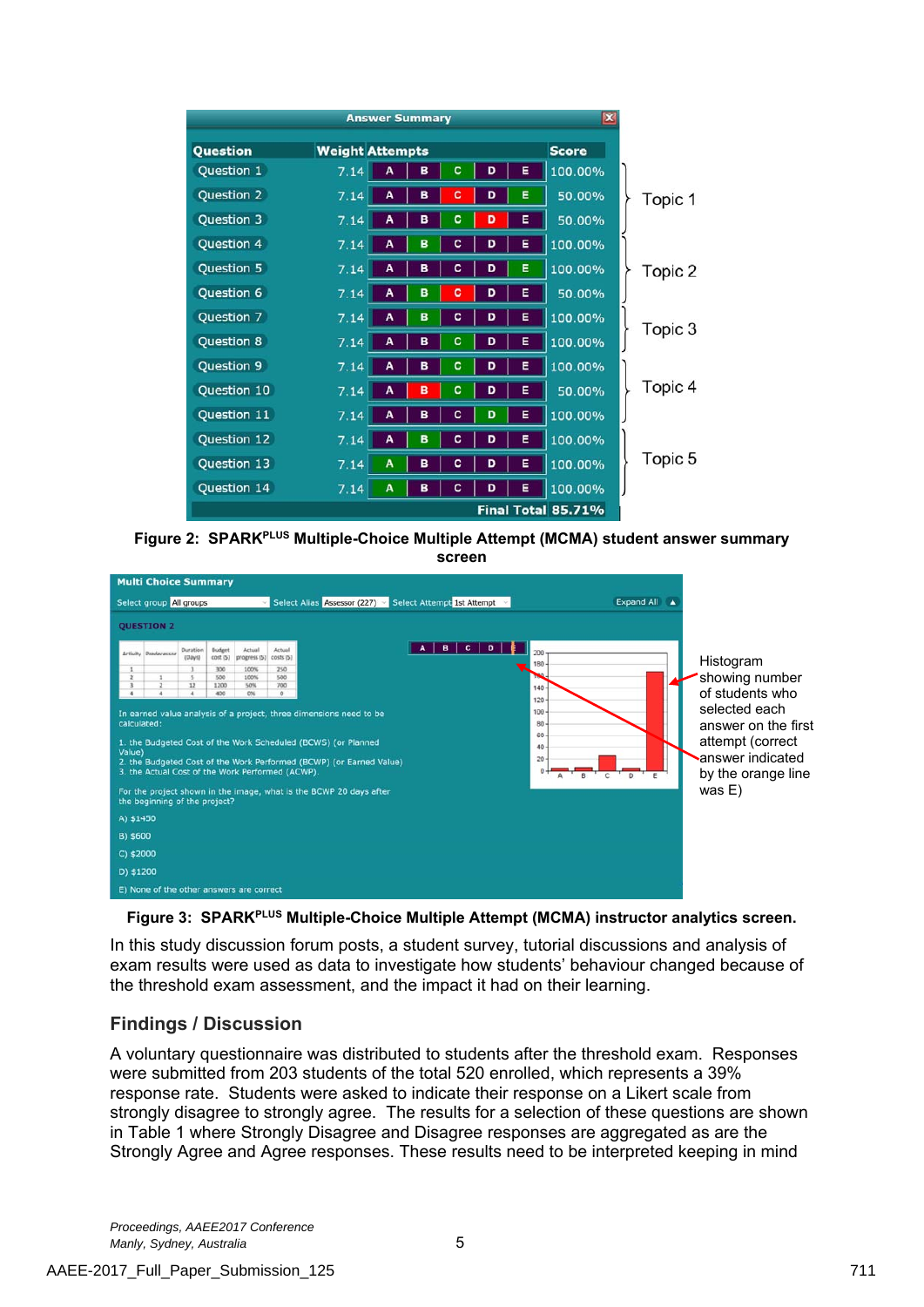Figure 2: SPARK[PLUS] Multiple-Choice Multiple Attempt (MCMA) student answer summary screen

Figure 3: SPARK[PLUS] Multiple-Choice Multiple Attempt (MCMA) instructor analytics screen.

In this study discussion forum posts, a student survey, tutorial discussions and analysis of exam results were used as data to investigate how students' behaviour changed because of the threshold exam assessment, and the impact it had on their learning.

## Findings / Discussion

A voluntary questionnaire was distributed to students after the threshold exam. Responses were submitted from 203 students of the total 520 enrolled, which represents a 39% response rate. Students were asked to indicate their response on a Likert scale from strongly disagree to strongly agree. The results for a selection of these questions are shown in Table 1 where Strongly Disagree and Disagree responses are aggregated as are the Strongly Agree and Agree responses. These results need to be interpreted keeping in mind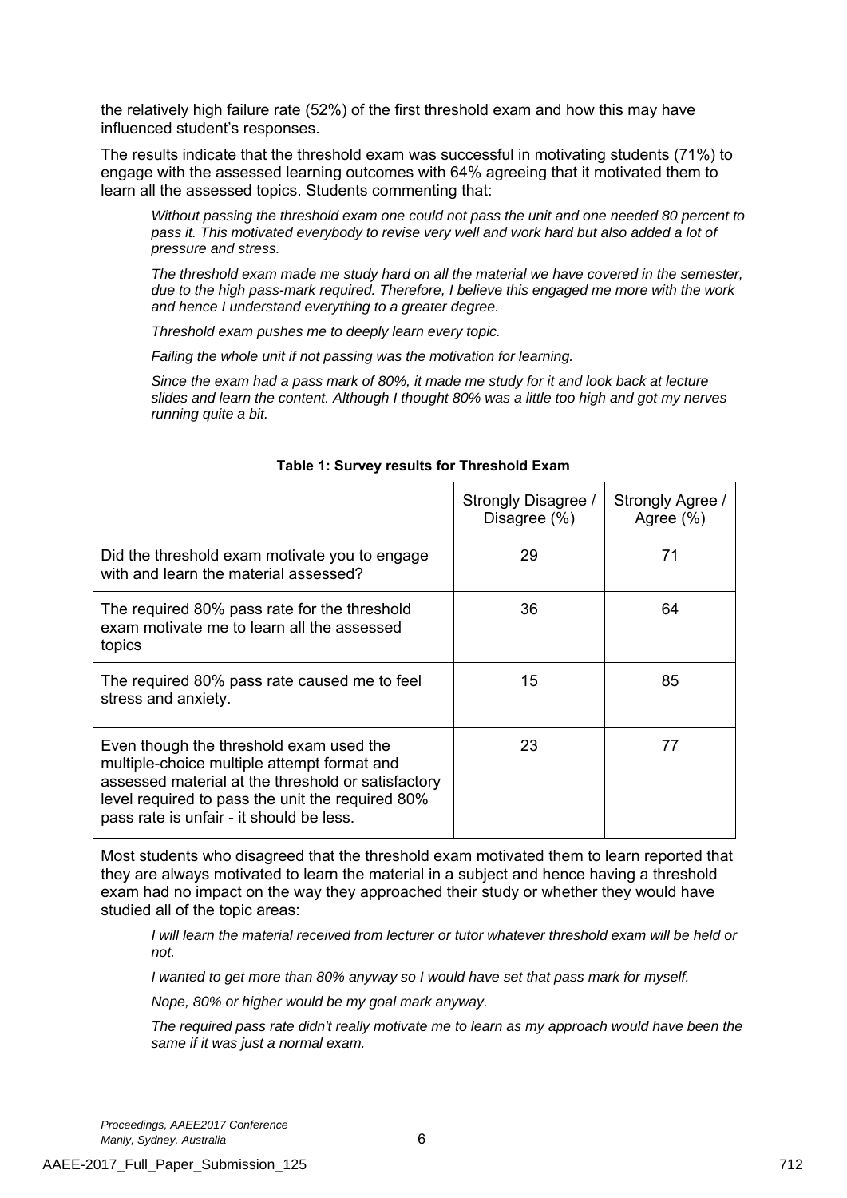the relatively high failure rate (52%) of the first threshold exam and how this may have influenced student's responses.

The results indicate that the threshold exam was successful in motivating students (71%) to engage with the assessed learning outcomes with 64% agreeing that it motivated them to learn all the assessed topics. Students commenting that:

> *Without passing the threshold exam one could not pass the unit and one needed 80 percent to pass it. This motivated everybody to revise very well and work hard but also added a lot of pressure and stress.*
>
> *The threshold exam made me study hard on all the material we have covered in the semester, due to the high pass-mark required. Therefore, I believe this engaged me more with the work and hence I understand everything to a greater degree.*
>
> *Threshold exam pushes me to deeply learn every topic.*
>
> *Failing the whole unit if not passing was the motivation for learning.*
>
> *Since the exam had a pass mark of 80%, it made me study for it and look back at lecture slides and learn the content. Although I thought 80% was a little too high and got my nerves running quite a bit.*

**Table 1: Survey results for Threshold Exam**

| | Strongly Disagree / Disagree (%) | Strongly Agree / Agree (%) |
|---|---|---|
| Did the threshold exam motivate you to engage with and learn the material assessed? | 29 | 71 |
| The required 80% pass rate for the threshold exam motivate me to learn all the assessed topics | 36 | 64 |
| The required 80% pass rate caused me to feel stress and anxiety. | 15 | 85 |
| Even though the threshold exam used the multiple-choice multiple attempt format and assessed material at the threshold or satisfactory level required to pass the unit the required 80% pass rate is unfair - it should be less. | 23 | 77 |

Most students who disagreed that the threshold exam motivated them to learn reported that they are always motivated to learn the material in a subject and hence having a threshold exam had no impact on the way they approached their study or whether they would have studied all of the topic areas:

> *I will learn the material received from lecturer or tutor whatever threshold exam will be held or not.*
>
> *I wanted to get more than 80% anyway so I would have set that pass mark for myself.*
>
> *Nope, 80% or higher would be my goal mark anyway.*
>
> *The required pass rate didn't really motivate me to learn as my approach would have been the same if it was just a normal exam.*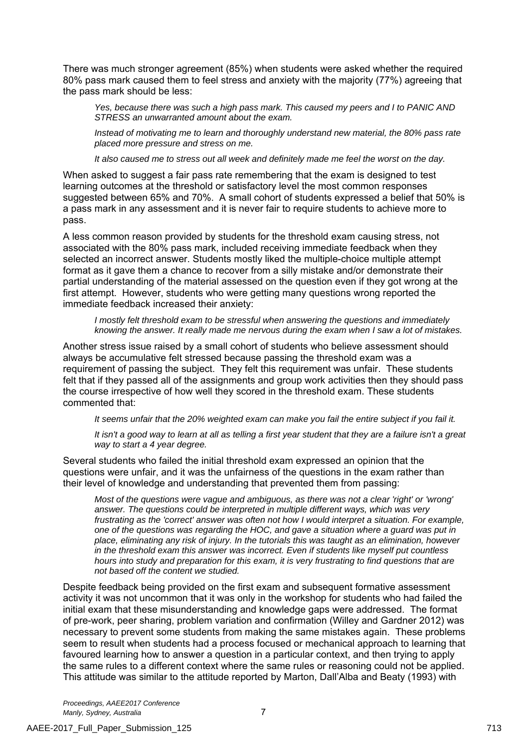There was much stronger agreement (85%) when students were asked whether the required 80% pass mark caused them to feel stress and anxiety with the majority (77%) agreeing that the pass mark should be less:

> *Yes, because there was such a high pass mark. This caused my peers and I to PANIC AND STRESS an unwarranted amount about the exam.*
>
> *Instead of motivating me to learn and thoroughly understand new material, the 80% pass rate placed more pressure and stress on me.*
>
> *It also caused me to stress out all week and definitely made me feel the worst on the day.*

When asked to suggest a fair pass rate remembering that the exam is designed to test learning outcomes at the threshold or satisfactory level the most common responses suggested between 65% and 70%. A small cohort of students expressed a belief that 50% is a pass mark in any assessment and it is never fair to require students to achieve more to pass.

A less common reason provided by students for the threshold exam causing stress, not associated with the 80% pass mark, included receiving immediate feedback when they selected an incorrect answer. Students mostly liked the multiple-choice multiple attempt format as it gave them a chance to recover from a silly mistake and/or demonstrate their partial understanding of the material assessed on the question even if they got wrong at the first attempt. However, students who were getting many questions wrong reported the immediate feedback increased their anxiety:

> *I mostly felt threshold exam to be stressful when answering the questions and immediately knowing the answer. It really made me nervous during the exam when I saw a lot of mistakes.*

Another stress issue raised by a small cohort of students who believe assessment should always be accumulative felt stressed because passing the threshold exam was a requirement of passing the subject. They felt this requirement was unfair. These students felt that if they passed all of the assignments and group work activities then they should pass the course irrespective of how well they scored in the threshold exam. These students commented that:

> *It seems unfair that the 20% weighted exam can make you fail the entire subject if you fail it.*
>
> *It isn't a good way to learn at all as telling a first year student that they are a failure isn't a great way to start a 4 year degree.*

Several students who failed the initial threshold exam expressed an opinion that the questions were unfair, and it was the unfairness of the questions in the exam rather than their level of knowledge and understanding that prevented them from passing:

> *Most of the questions were vague and ambiguous, as there was not a clear 'right' or 'wrong' answer. The questions could be interpreted in multiple different ways, which was very frustrating as the 'correct' answer was often not how I would interpret a situation. For example, one of the questions was regarding the HOC, and gave a situation where a guard was put in place, eliminating any risk of injury. In the tutorials this was taught as an elimination, however in the threshold exam this answer was incorrect. Even if students like myself put countless hours into study and preparation for this exam, it is very frustrating to find questions that are not based off the content we studied.*

Despite feedback being provided on the first exam and subsequent formative assessment activity it was not uncommon that it was only in the workshop for students who had failed the initial exam that these misunderstanding and knowledge gaps were addressed. The format of pre-work, peer sharing, problem variation and confirmation (Willey and Gardner 2012) was necessary to prevent some students from making the same mistakes again. These problems seem to result when students had a process focused or mechanical approach to learning that favoured learning how to answer a question in a particular context, and then trying to apply the same rules to a different context where the same rules or reasoning could not be applied. This attitude was similar to the attitude reported by Marton, Dall'Alba and Beaty (1993) with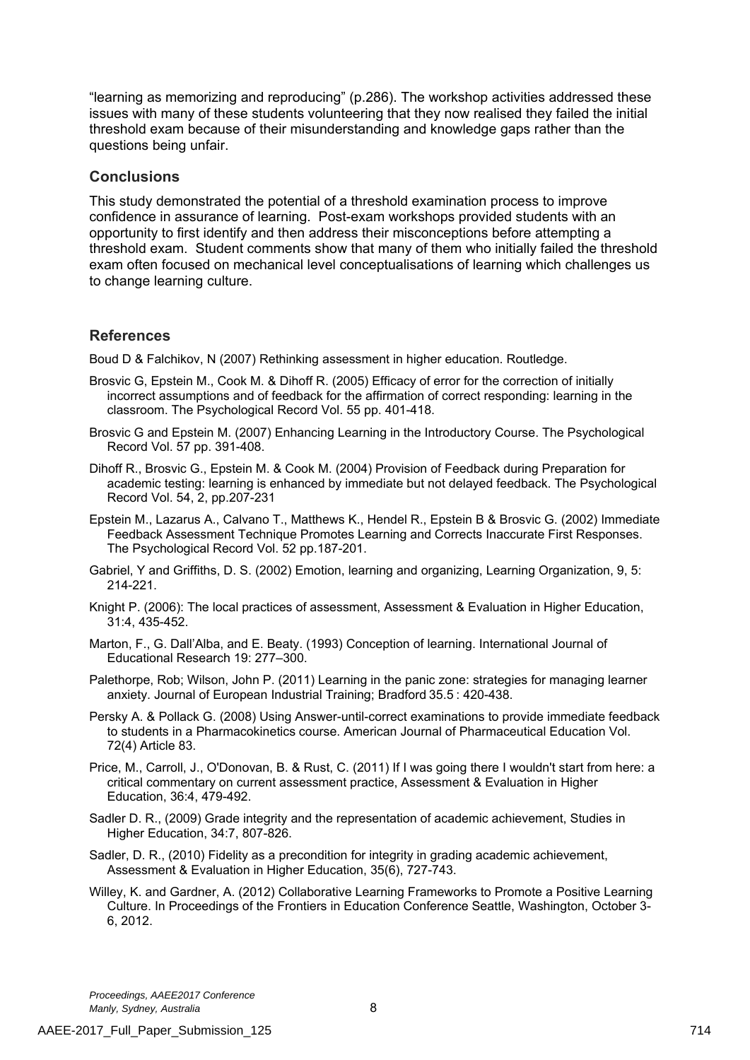"learning as memorizing and reproducing" (p.286). The workshop activities addressed these issues with many of these students volunteering that they now realised they failed the initial threshold exam because of their misunderstanding and knowledge gaps rather than the questions being unfair.

## Conclusions

This study demonstrated the potential of a threshold examination process to improve confidence in assurance of learning. Post-exam workshops provided students with an opportunity to first identify and then address their misconceptions before attempting a threshold exam. Student comments show that many of them who initially failed the threshold exam often focused on mechanical level conceptualisations of learning which challenges us to change learning culture.

## References

Boud D & Falchikov, N (2007) Rethinking assessment in higher education. Routledge.

Brosvic G, Epstein M., Cook M. & Dihoff R. (2005) Efficacy of error for the correction of initially incorrect assumptions and of feedback for the affirmation of correct responding: learning in the classroom. The Psychological Record Vol. 55 pp. 401-418.

Brosvic G and Epstein M. (2007) Enhancing Learning in the Introductory Course. The Psychological Record Vol. 57 pp. 391-408.

Dihoff R., Brosvic G., Epstein M. & Cook M. (2004) Provision of Feedback during Preparation for academic testing: learning is enhanced by immediate but not delayed feedback. The Psychological Record Vol. 54, 2, pp.207-231

Epstein M., Lazarus A., Calvano T., Matthews K., Hendel R., Epstein B & Brosvic G. (2002) Immediate Feedback Assessment Technique Promotes Learning and Corrects Inaccurate First Responses. The Psychological Record Vol. 52 pp.187-201.

Gabriel, Y and Griffiths, D. S. (2002) Emotion, learning and organizing, Learning Organization, 9, 5: 214-221.

Knight P. (2006): The local practices of assessment, Assessment & Evaluation in Higher Education, 31:4, 435-452.

Marton, F., G. Dall'Alba, and E. Beaty. (1993) Conception of learning. International Journal of Educational Research 19: 277–300.

Palethorpe, Rob; Wilson, John P. (2011) Learning in the panic zone: strategies for managing learner anxiety. Journal of European Industrial Training; Bradford 35.5 : 420-438.

Persky A. & Pollack G. (2008) Using Answer-until-correct examinations to provide immediate feedback to students in a Pharmacokinetics course. American Journal of Pharmaceutical Education Vol. 72(4) Article 83.

Price, M., Carroll, J., O'Donovan, B. & Rust, C. (2011) If I was going there I wouldn't start from here: a critical commentary on current assessment practice, Assessment & Evaluation in Higher Education, 36:4, 479-492.

Sadler D. R., (2009) Grade integrity and the representation of academic achievement, Studies in Higher Education, 34:7, 807-826.

Sadler, D. R., (2010) Fidelity as a precondition for integrity in grading academic achievement, Assessment & Evaluation in Higher Education, 35(6), 727-743.

Willey, K. and Gardner, A. (2012) Collaborative Learning Frameworks to Promote a Positive Learning Culture. In Proceedings of the Frontiers in Education Conference Seattle, Washington, October 3-6, 2012.